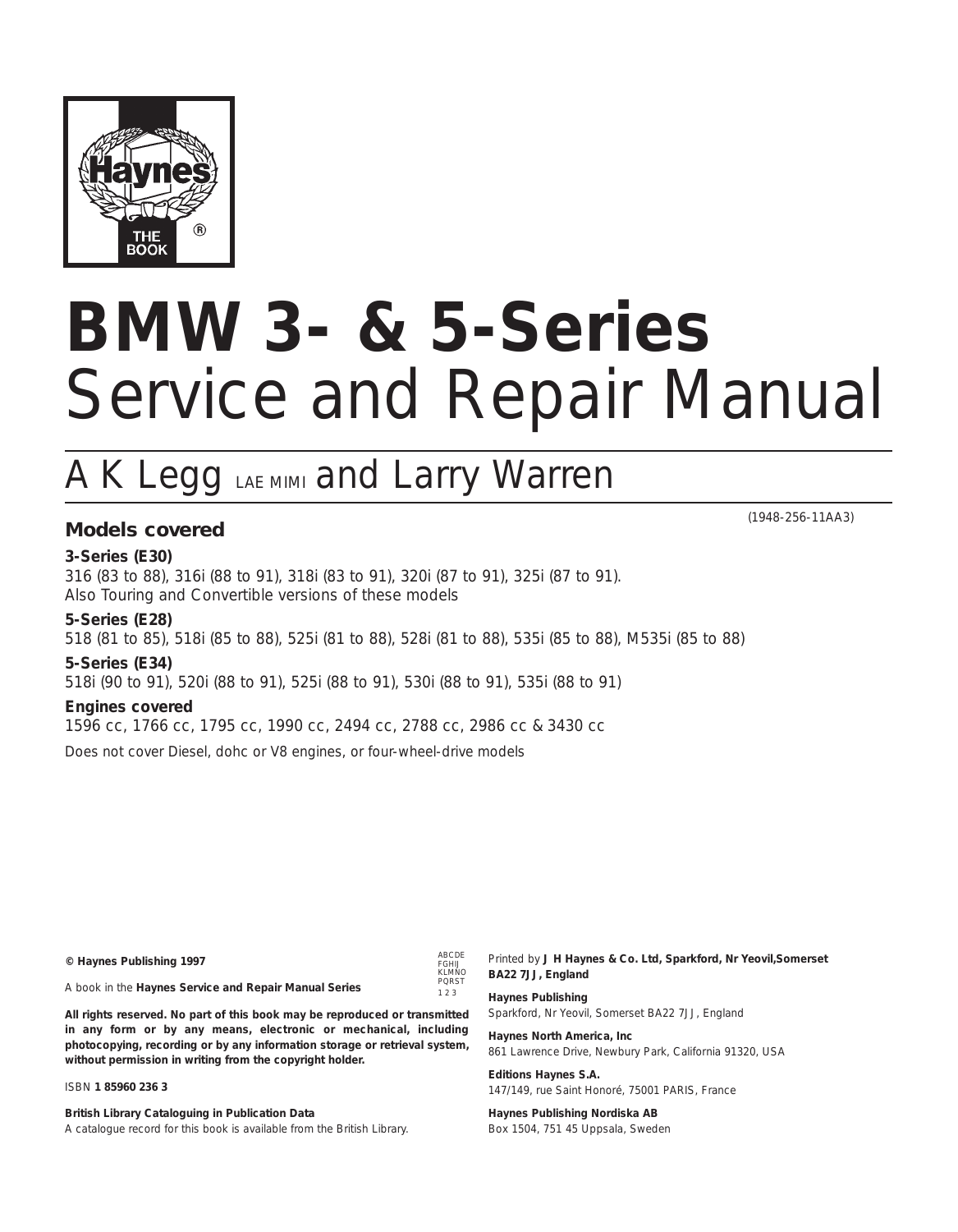Haynes

THE BOOK

# BMW 3- & 5-Series
# Service and Repair Manual

## A K Legg LAE MIMI and Larry Warren

(1948-256-11AA3)

### Models covered

**3-Series (E30)**
316 (83 to 88), 316i (88 to 91), 318i (83 to 91), 320i (87 to 91), 325i (87 to 91).
Also Touring and Convertible versions of these models

**5-Series (E28)**
518 (81 to 85), 518i (85 to 88), 525i (81 to 88), 528i (81 to 88), 535i (85 to 88), M535i (85 to 88)

**5-Series (E34)**
518i (90 to 91), 520i (88 to 91), 525i (88 to 91), 530i (88 to 91), 535i (88 to 91)

**Engines covered**
1596 cc, 1766 cc, 1795 cc, 1990 cc, 2494 cc, 2788 cc, 2986 cc & 3430 cc

Does not cover Diesel, dohc or V8 engines, or four-wheel-drive models

**© Haynes Publishing 1997**

A book in the **Haynes Service and Repair Manual Series**

**All rights reserved. No part of this book may be reproduced or transmitted in any form or by any means, electronic or mechanical, including photocopying, recording or by any information storage or retrieval system, without permission in writing from the copyright holder.**

ISBN **1 85960 236 3**

**British Library Cataloguing in Publication Data**
A catalogue record for this book is available from the British Library.

ABCDE
FGHIJ
KLMNO
PQRST
1 2 3

Printed by **J H Haynes & Co. Ltd, Sparkford, Nr Yeovil,Somerset BA22 7JJ, England**

**Haynes Publishing**
Sparkford, Nr Yeovil, Somerset BA22 7JJ, England

**Haynes North America, Inc**
861 Lawrence Drive, Newbury Park, California 91320, USA

**Editions Haynes S.A.**
147/149, rue Saint Honoré, 75001 PARIS, France

**Haynes Publishing Nordiska AB**
Box 1504, 751 45 Uppsala, Sweden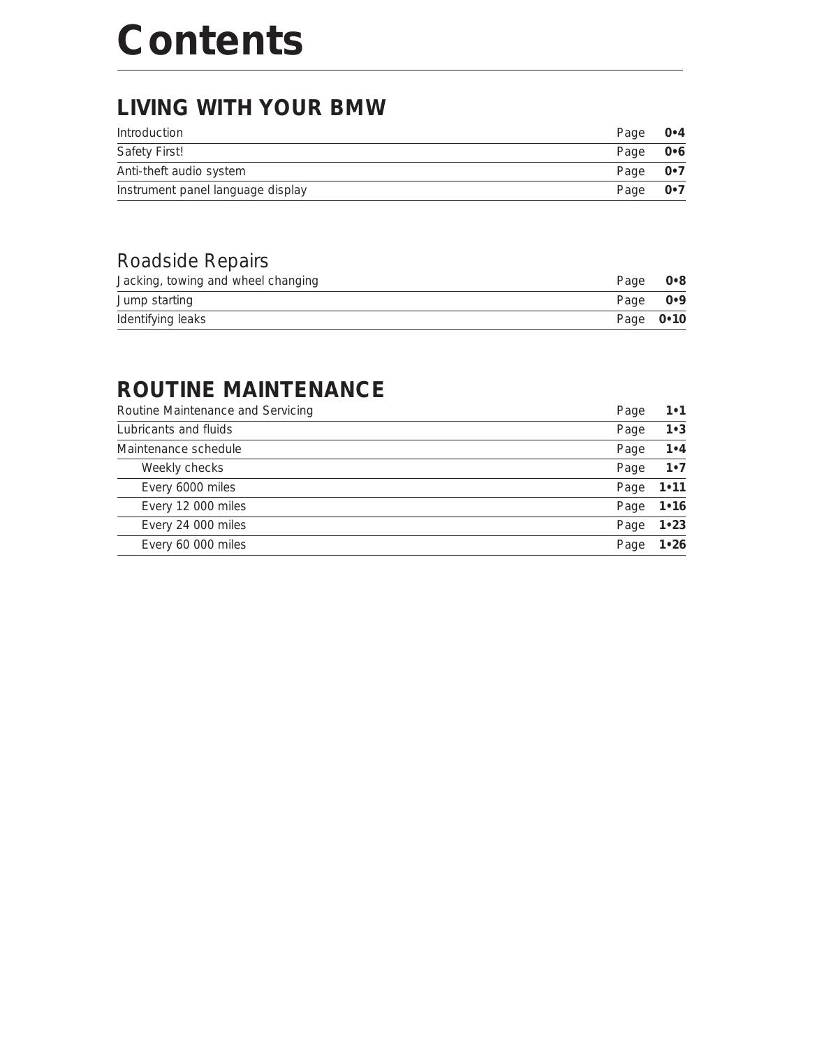# Contents

## LIVING WITH YOUR BMW

| | |
|---|---|
| Introduction | Page **0•4** |
| Safety First! | Page **0•6** |
| Anti-theft audio system | Page **0•7** |
| Instrument panel language display | Page **0•7** |

### Roadside Repairs

| | |
|---|---|
| Jacking, towing and wheel changing | Page **0•8** |
| Jump starting | Page **0•9** |
| Identifying leaks | Page **0•10** |

## ROUTINE MAINTENANCE

| | |
|---|---|
| Routine Maintenance and Servicing | Page **1•1** |
| Lubricants and fluids | Page **1•3** |
| Maintenance schedule | Page **1•4** |
| Weekly checks | Page **1•7** |
| Every 6000 miles | Page **1•11** |
| Every 12 000 miles | Page **1•16** |
| Every 24 000 miles | Page **1•23** |
| Every 60 000 miles | Page **1•26** |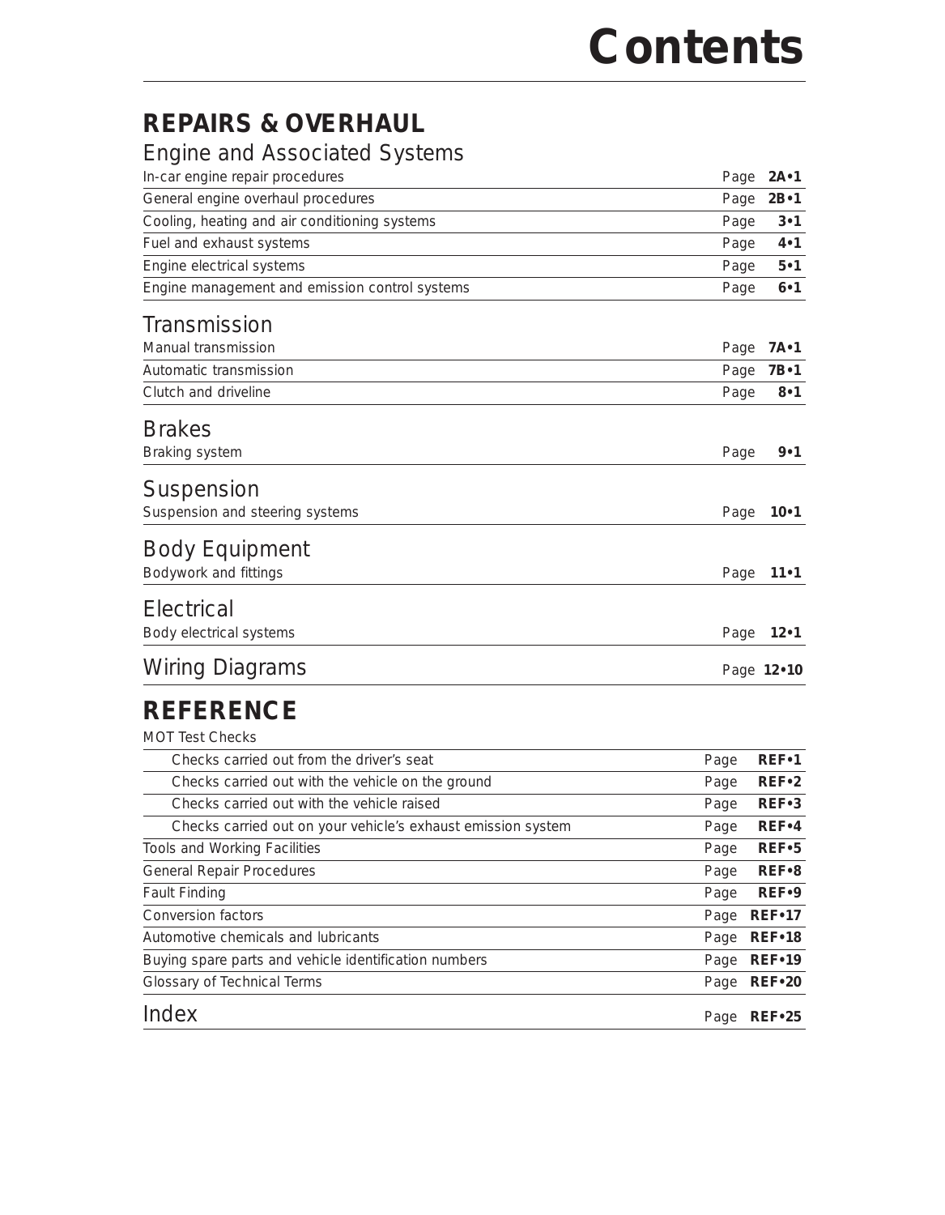# Contents

## REPAIRS & OVERHAUL

### Engine and Associated Systems

| | |
|---|---|
| In-car engine repair procedures | Page **2A•1** |
| General engine overhaul procedures | Page **2B•1** |
| Cooling, heating and air conditioning systems | Page **3•1** |
| Fuel and exhaust systems | Page **4•1** |
| Engine electrical systems | Page **5•1** |
| Engine management and emission control systems | Page **6•1** |

### Transmission

| | |
|---|---|
| Manual transmission | Page **7A•1** |
| Automatic transmission | Page **7B•1** |
| Clutch and driveline | Page **8•1** |

### Brakes

| | |
|---|---|
| Braking system | Page **9•1** |

### Suspension

| | |
|---|---|
| Suspension and steering systems | Page **10•1** |

### Body Equipment

| | |
|---|---|
| Bodywork and fittings | Page **11•1** |

### Electrical

| | |
|---|---|
| Body electrical systems | Page **12•1** |

### Wiring Diagrams

Page **12•10**

## REFERENCE

| | |
|---|---|
| MOT Test Checks | |
| Checks carried out from the driver's seat | Page **REF•1** |
| Checks carried out with the vehicle on the ground | Page **REF•2** |
| Checks carried out with the vehicle raised | Page **REF•3** |
| Checks carried out on your vehicle's exhaust emission system | Page **REF•4** |
| Tools and Working Facilities | Page **REF•5** |
| General Repair Procedures | Page **REF•8** |
| Fault Finding | Page **REF•9** |
| Conversion factors | Page **REF•17** |
| Automotive chemicals and lubricants | Page **REF•18** |
| Buying spare parts and vehicle identification numbers | Page **REF•19** |
| Glossary of Technical Terms | Page **REF•20** |

### Index

Page **REF•25**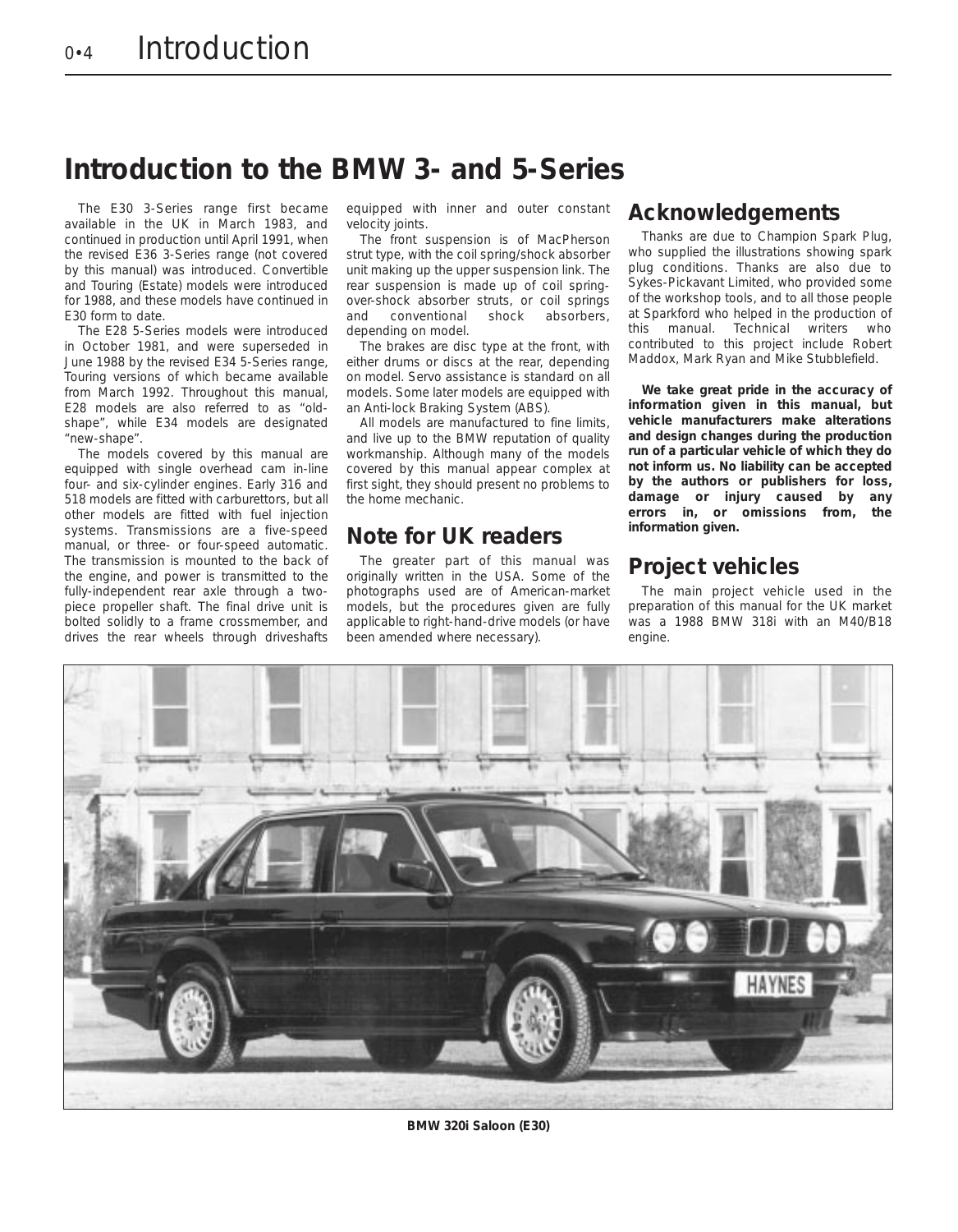# Introduction to the BMW 3- and 5-Series

The E30 3-Series range first became available in the UK in March 1983, and continued in production until April 1991, when the revised E36 3-Series range (not covered by this manual) was introduced. Convertible and Touring (Estate) models were introduced for 1988, and these models have continued in E30 form to date.

The E28 5-Series models were introduced in October 1981, and were superseded in June 1988 by the revised E34 5-Series range, Touring versions of which became available from March 1992. Throughout this manual, E28 models are also referred to as "old-shape", while E34 models are designated "new-shape".

The models covered by this manual are equipped with single overhead cam in-line four- and six-cylinder engines. Early 316 and 518 models are fitted with carburettors, but all other models are fitted with fuel injection systems. Transmissions are a five-speed manual, or three- or four-speed automatic. The transmission is mounted to the back of the engine, and power is transmitted to the fully-independent rear axle through a two-piece propeller shaft. The final drive unit is bolted solidly to a frame crossmember, and drives the rear wheels through driveshafts equipped with inner and outer constant velocity joints.

The front suspension is of MacPherson strut type, with the coil spring/shock absorber unit making up the upper suspension link. The rear suspension is made up of coil spring-over-shock absorber struts, or coil springs and conventional shock absorbers, depending on model.

The brakes are disc type at the front, with either drums or discs at the rear, depending on model. Servo assistance is standard on all models. Some later models are equipped with an Anti-lock Braking System (ABS).

All models are manufactured to fine limits, and live up to the BMW reputation of quality workmanship. Although many of the models covered by this manual appear complex at first sight, they should present no problems to the home mechanic.

## Note for UK readers

The greater part of this manual was originally written in the USA. Some of the photographs used are of American-market models, but the procedures given are fully applicable to right-hand-drive models (or have been amended where necessary).

## Acknowledgements

Thanks are due to Champion Spark Plug, who supplied the illustrations showing spark plug conditions. Thanks are also due to Sykes-Pickavant Limited, who provided some of the workshop tools, and to all those people at Sparkford who helped in the production of this manual. Technical writers who contributed to this project include Robert Maddox, Mark Ryan and Mike Stubblefield.

**We take great pride in the accuracy of information given in this manual, but vehicle manufacturers make alterations and design changes during the production run of a particular vehicle of which they do not inform us. No liability can be accepted by the authors or publishers for loss, damage or injury caused by any errors in, or omissions from, the information given.**

## Project vehicles

The main project vehicle used in the preparation of this manual for the UK market was a 1988 BMW 318i with an M40/B18 engine.

**BMW 320i Saloon (E30)**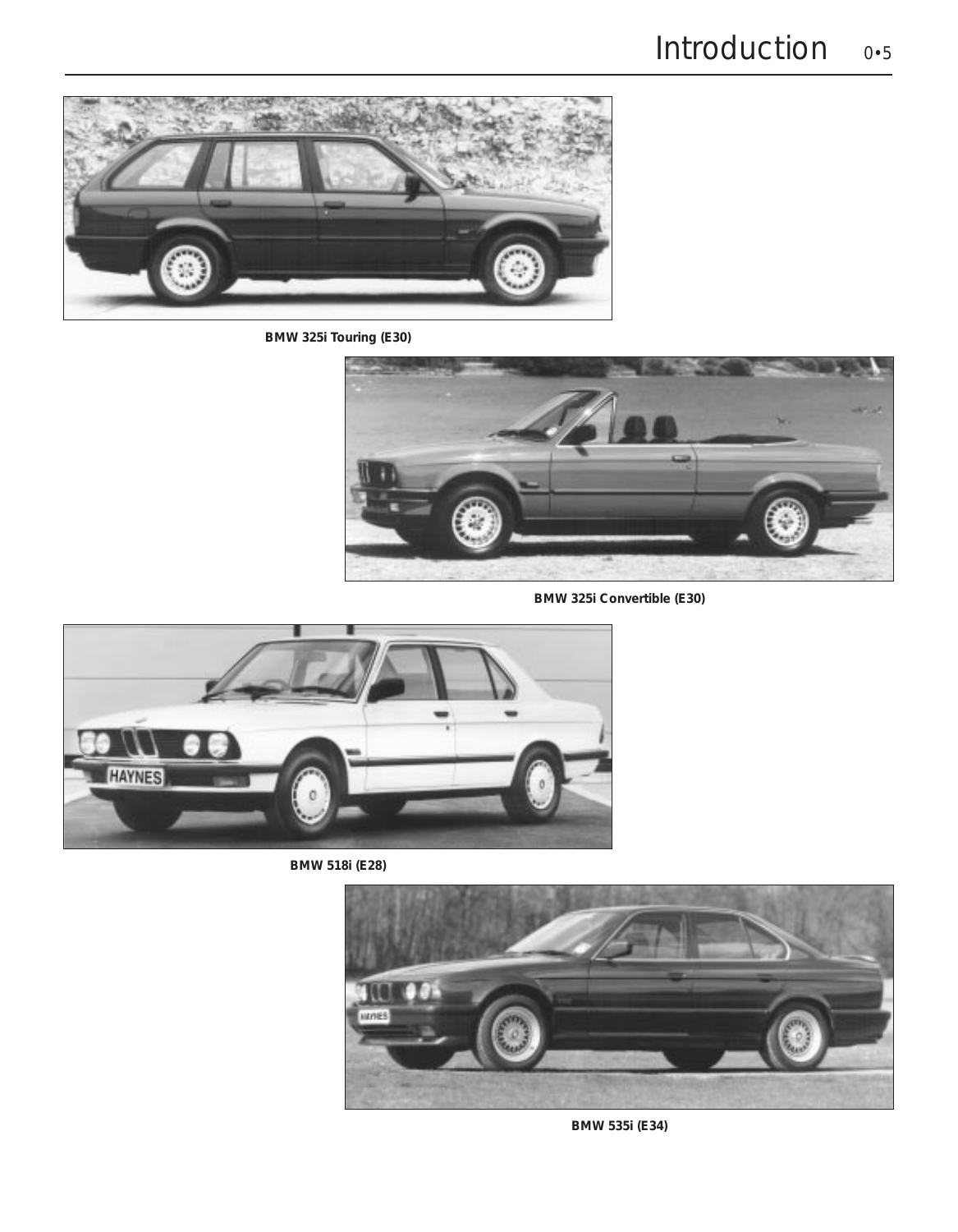BMW 325i Touring (E30)

BMW 325i Convertible (E30)

BMW 518i (E28)

BMW 535i (E34)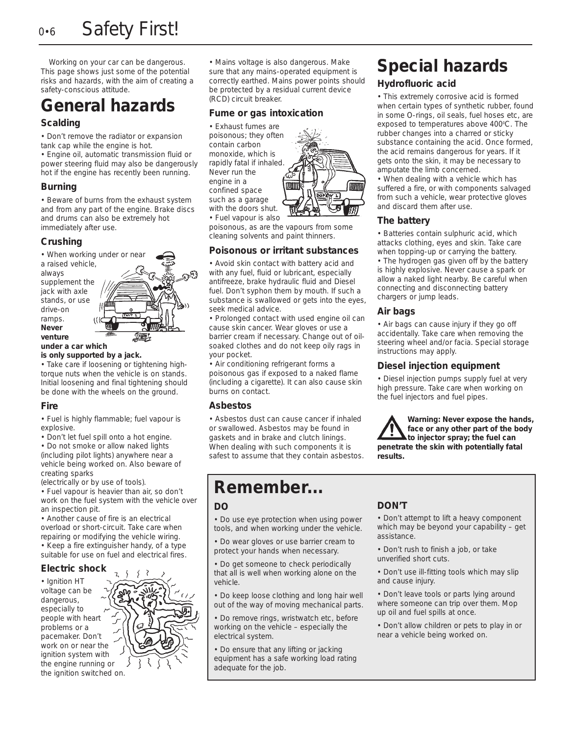# Safety First!

Working on your car can be dangerous. This page shows just some of the potential risks and hazards, with the aim of creating a safety-conscious attitude.

## General hazards

### Scalding

• Don't remove the radiator or expansion tank cap while the engine is hot.

• Engine oil, automatic transmission fluid or power steering fluid may also be dangerously hot if the engine has recently been running.

### Burning

• Beware of burns from the exhaust system and from any part of the engine. Brake discs and drums can also be extremely hot immediately after use.

### Crushing

• When working under or near a raised vehicle, always supplement the jack with axle stands, or use drive-on ramps. **Never venture under a car which is only supported by a jack.**

• Take care if loosening or tightening high-torque nuts when the vehicle is on stands. Initial loosening and final tightening should be done with the wheels on the ground.

### Fire

• Fuel is highly flammable; fuel vapour is explosive.

• Don't let fuel spill onto a hot engine.

• Do not smoke or allow naked lights (including pilot lights) anywhere near a vehicle being worked on. Also beware of creating sparks (electrically or by use of tools).

• Fuel vapour is heavier than air, so don't work on the fuel system with the vehicle over an inspection pit.

• Another cause of fire is an electrical overload or short-circuit. Take care when repairing or modifying the vehicle wiring.

• Keep a fire extinguisher handy, of a type suitable for use on fuel and electrical fires.

### Electric shock

• Ignition HT voltage can be dangerous, especially to people with heart problems or a pacemaker. Don't work on or near the ignition system with the engine running or the ignition switched on.

• Mains voltage is also dangerous. Make sure that any mains-operated equipment is correctly earthed. Mains power points should be protected by a residual current device (RCD) circuit breaker.

### Fume or gas intoxication

• Exhaust fumes are poisonous; they often contain carbon monoxide, which is rapidly fatal if inhaled. Never run the engine in a confined space such as a garage with the doors shut.

• Fuel vapour is also poisonous, as are the vapours from some cleaning solvents and paint thinners.

### Poisonous or irritant substances

• Avoid skin contact with battery acid and with any fuel, fluid or lubricant, especially antifreeze, brake hydraulic fluid and Diesel fuel. Don't syphon them by mouth. If such a substance is swallowed or gets into the eyes, seek medical advice.

• Prolonged contact with used engine oil can cause skin cancer. Wear gloves or use a barrier cream if necessary. Change out of oil-soaked clothes and do not keep oily rags in your pocket.

• Air conditioning refrigerant forms a poisonous gas if exposed to a naked flame (including a cigarette). It can also cause skin burns on contact.

### Asbestos

• Asbestos dust can cause cancer if inhaled or swallowed. Asbestos may be found in gaskets and in brake and clutch linings. When dealing with such components it is safest to assume that they contain asbestos.

## Special hazards

### Hydrofluoric acid

• This extremely corrosive acid is formed when certain types of synthetic rubber, found in some O-rings, oil seals, fuel hoses etc, are exposed to temperatures above 400°C. The rubber changes into a charred or sticky substance containing the acid. Once formed, the acid remains dangerous for years. If it gets onto the skin, it may be necessary to amputate the limb concerned.

• When dealing with a vehicle which has suffered a fire, or with components salvaged from such a vehicle, wear protective gloves and discard them after use.

### The battery

• Batteries contain sulphuric acid, which attacks clothing, eyes and skin. Take care when topping-up or carrying the battery.

• The hydrogen gas given off by the battery is highly explosive. Never cause a spark or allow a naked light nearby. Be careful when connecting and disconnecting battery chargers or jump leads.

### Air bags

• Air bags can cause injury if they go off accidentally. Take care when removing the steering wheel and/or facia. Special storage instructions may apply.

### Diesel injection equipment

• Diesel injection pumps supply fuel at very high pressure. Take care when working on the fuel injectors and fuel pipes.

**Warning: Never expose the hands, face or any other part of the body to injector spray; the fuel can penetrate the skin with potentially fatal results.**

## Remember...

### DO

• Do use eye protection when using power tools, and when working under the vehicle.

• Do wear gloves or use barrier cream to protect your hands when necessary.

• Do get someone to check periodically that all is well when working alone on the vehicle.

• Do keep loose clothing and long hair well out of the way of moving mechanical parts.

• Do remove rings, wristwatch etc, before working on the vehicle – especially the electrical system.

• Do ensure that any lifting or jacking equipment has a safe working load rating adequate for the job.

### DON'T

• Don't attempt to lift a heavy component which may be beyond your capability – get assistance.

• Don't rush to finish a job, or take unverified short cuts.

• Don't use ill-fitting tools which may slip and cause injury.

• Don't leave tools or parts lying around where someone can trip over them. Mop up oil and fuel spills at once.

• Don't allow children or pets to play in or near a vehicle being worked on.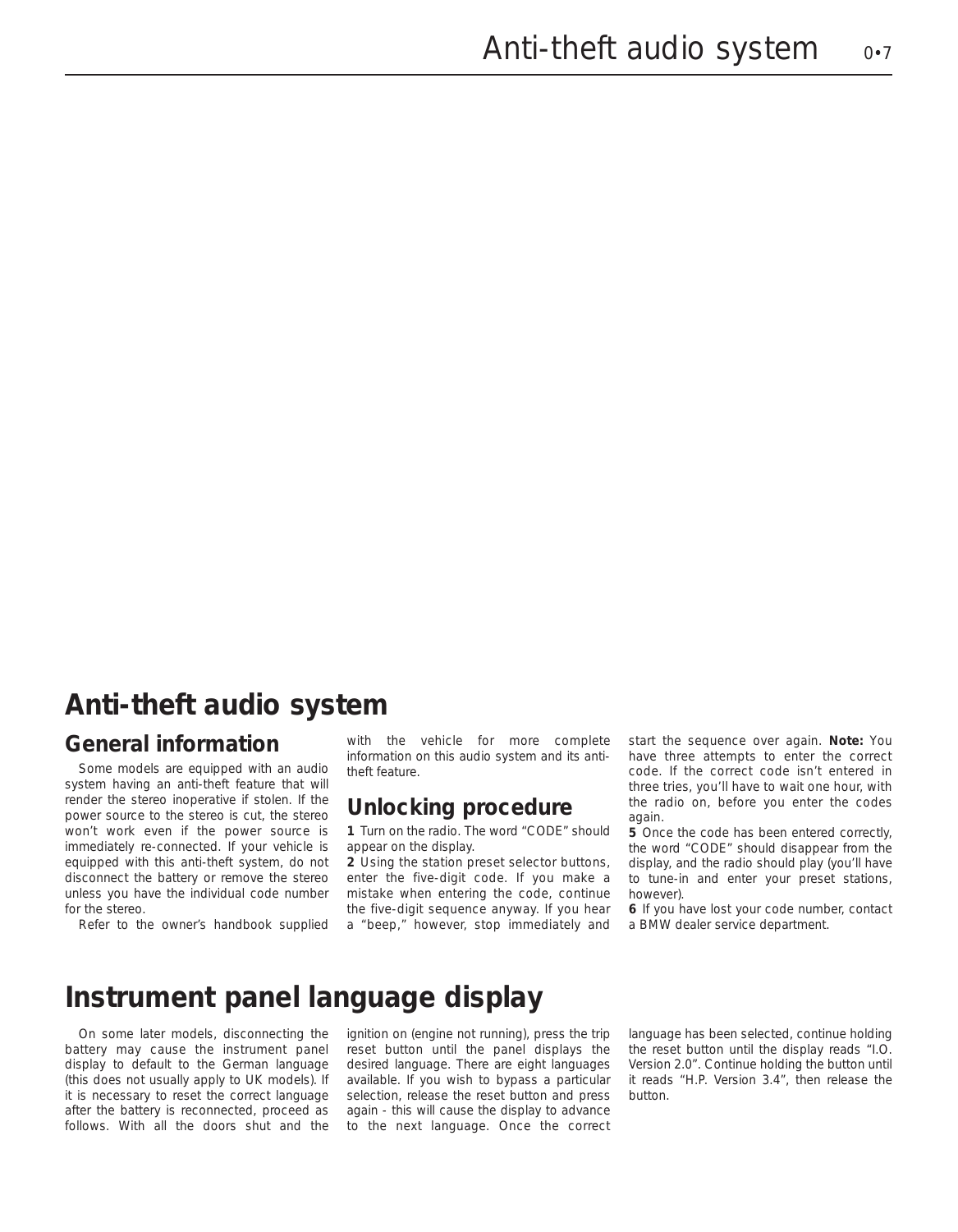# Anti-theft audio system

## General information

Some models are equipped with an audio system having an anti-theft feature that will render the stereo inoperative if stolen. If the power source to the stereo is cut, the stereo won't work even if the power source is immediately re-connected. If your vehicle is equipped with this anti-theft system, do not disconnect the battery or remove the stereo unless you have the individual code number for the stereo.

Refer to the owner's handbook supplied with the vehicle for more complete information on this audio system and its anti-theft feature.

## Unlocking procedure

**1** Turn on the radio. The word "CODE" should appear on the display.

**2** Using the station preset selector buttons, enter the five-digit code. If you make a mistake when entering the code, continue the five-digit sequence anyway. If you hear a "beep," however, stop immediately and start the sequence over again. **Note:** You have three attempts to enter the correct code. If the correct code isn't entered in three tries, you'll have to wait one hour, with the radio on, before you enter the codes again.

**5** Once the code has been entered correctly, the word "CODE" should disappear from the display, and the radio should play (you'll have to tune-in and enter your preset stations, however).

**6** If you have lost your code number, contact a BMW dealer service department.

# Instrument panel language display

On some later models, disconnecting the battery may cause the instrument panel display to default to the German language (this does not usually apply to UK models). If it is necessary to reset the correct language after the battery is reconnected, proceed as follows. With all the doors shut and the ignition on (engine not running), press the trip reset button until the panel displays the desired language. There are eight languages available. If you wish to bypass a particular selection, release the reset button and press again - this will cause the display to advance to the next language. Once the correct language has been selected, continue holding the reset button until the display reads "I.O. Version 2.0". Continue holding the button until it reads "H.P. Version 3.4", then release the button.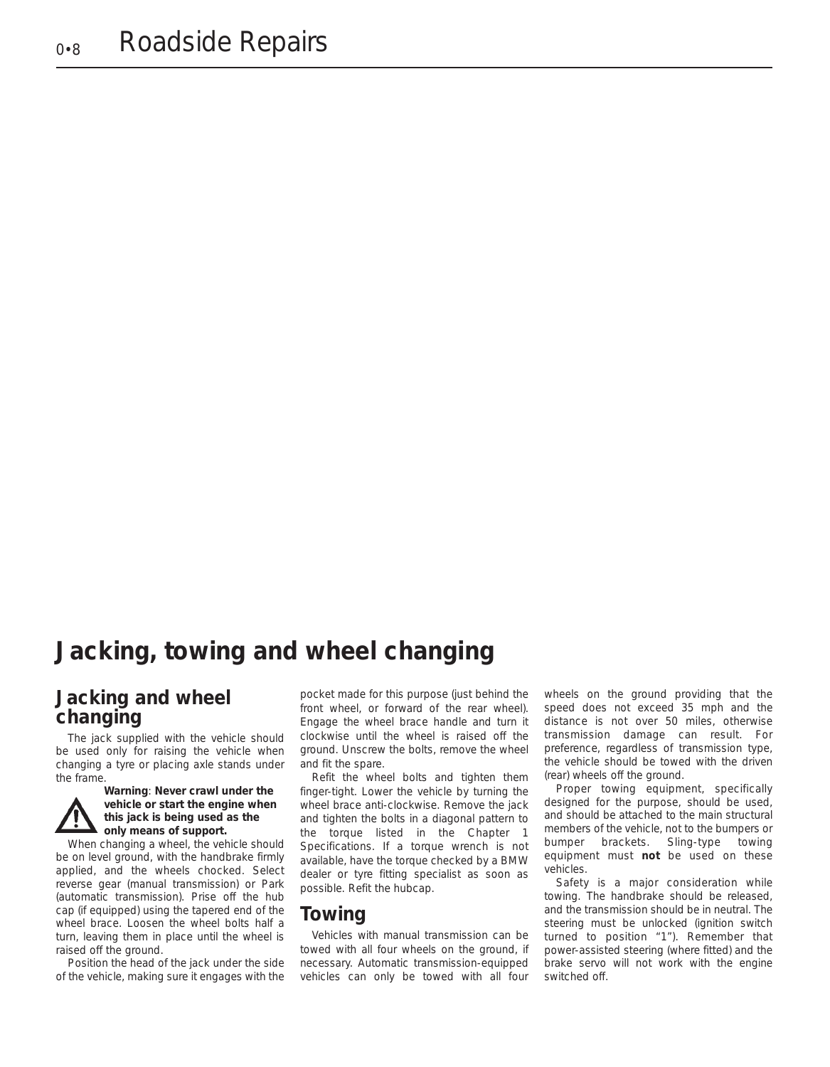# Jacking, towing and wheel changing

## Jacking and wheel changing

The jack supplied with the vehicle should be used only for raising the vehicle when changing a tyre or placing axle stands under the frame.

**Warning**: **Never crawl under the vehicle or start the engine when this jack is being used as the only means of support.**

When changing a wheel, the vehicle should be on level ground, with the handbrake firmly applied, and the wheels chocked. Select reverse gear (manual transmission) or Park (automatic transmission). Prise off the hub cap (if equipped) using the tapered end of the wheel brace. Loosen the wheel bolts half a turn, leaving them in place until the wheel is raised off the ground.

Position the head of the jack under the side of the vehicle, making sure it engages with the pocket made for this purpose (just behind the front wheel, or forward of the rear wheel). Engage the wheel brace handle and turn it clockwise until the wheel is raised off the ground. Unscrew the bolts, remove the wheel and fit the spare.

Refit the wheel bolts and tighten them finger-tight. Lower the vehicle by turning the wheel brace anti-clockwise. Remove the jack and tighten the bolts in a diagonal pattern to the torque listed in the Chapter 1 Specifications. If a torque wrench is not available, have the torque checked by a BMW dealer or tyre fitting specialist as soon as possible. Refit the hubcap.

## Towing

Vehicles with manual transmission can be towed with all four wheels on the ground, if necessary. Automatic transmission-equipped vehicles can only be towed with all four wheels on the ground providing that the speed does not exceed 35 mph and the distance is not over 50 miles, otherwise transmission damage can result. For preference, regardless of transmission type, the vehicle should be towed with the driven (rear) wheels off the ground.

Proper towing equipment, specifically designed for the purpose, should be used, and should be attached to the main structural members of the vehicle, not to the bumpers or bumper brackets. Sling-type towing equipment must **not** be used on these vehicles.

Safety is a major consideration while towing. The handbrake should be released, and the transmission should be in neutral. The steering must be unlocked (ignition switch turned to position "1"). Remember that power-assisted steering (where fitted) and the brake servo will not work with the engine switched off.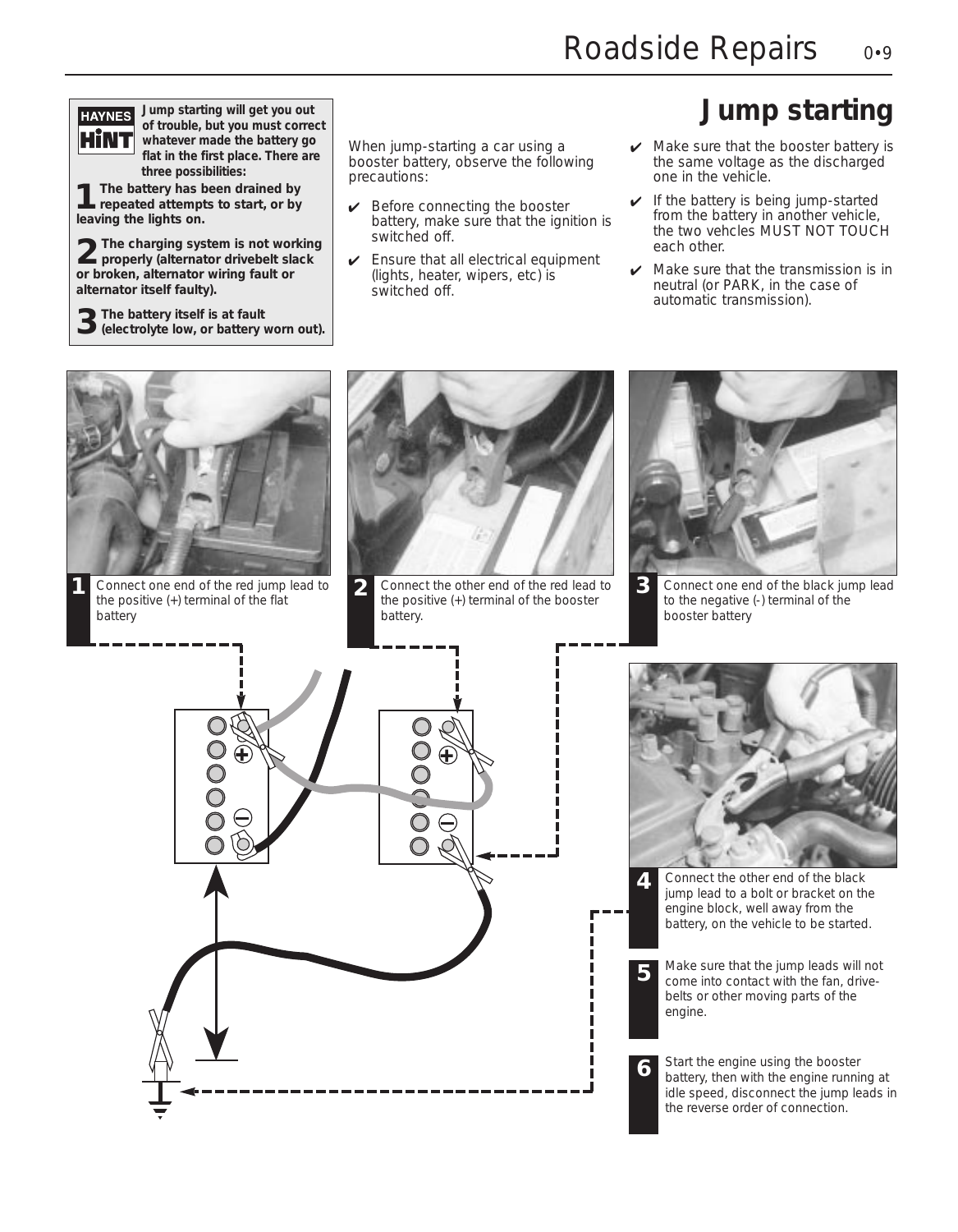## Jump starting

**HAYNES HiNT** **Jump starting will get you out of trouble, but you must correct whatever made the battery go flat in the first place. There are three possibilities:**

**1** **The battery has been drained by repeated attempts to start, or by leaving the lights on.**

**2** **The charging system is not working properly (alternator drivebelt slack or broken, alternator wiring fault or alternator itself faulty).**

**3** **The battery itself is at fault (electrolyte low, or battery worn out).**

When jump-starting a car using a booster battery, observe the following precautions:

- ✔ Before connecting the booster battery, make sure that the ignition is switched off.
- ✔ Ensure that all electrical equipment (lights, heater, wipers, etc) is switched off.
- ✔ Make sure that the booster battery is the same voltage as the discharged one in the vehicle.
- ✔ If the battery is being jump-started from the battery in another vehicle, the two vehcles MUST NOT TOUCH each other.
- ✔ Make sure that the transmission is in neutral (or PARK, in the case of automatic transmission).

**1** Connect one end of the red jump lead to the positive (+) terminal of the flat battery

**2** Connect the other end of the red lead to the positive (+) terminal of the booster battery.

**3** Connect one end of the black jump lead to the negative (-) terminal of the booster battery

**4** Connect the other end of the black jump lead to a bolt or bracket on the engine block, well away from the battery, on the vehicle to be started.

**5** Make sure that the jump leads will not come into contact with the fan, drive-belts or other moving parts of the engine.

**6** Start the engine using the booster battery, then with the engine running at idle speed, disconnect the jump leads in the reverse order of connection.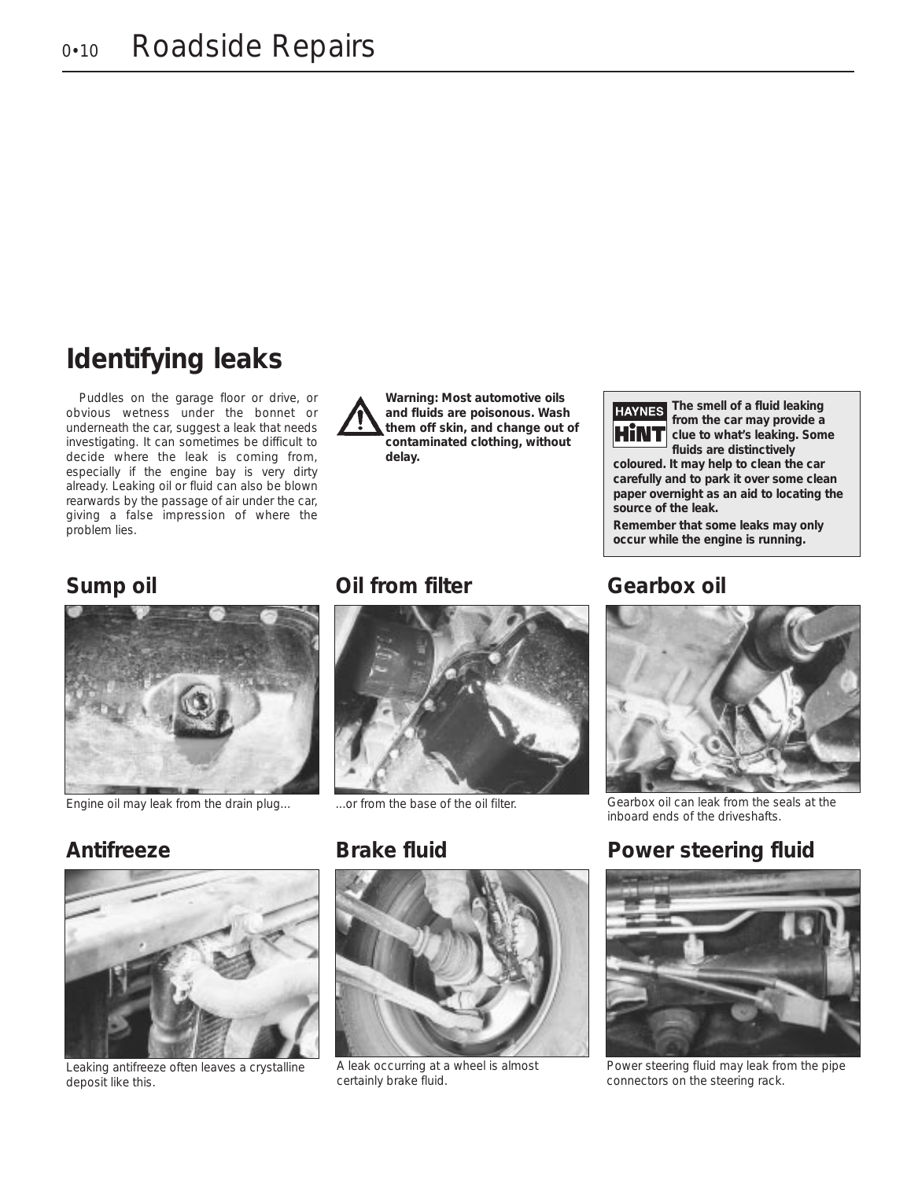# Identifying leaks

Puddles on the garage floor or drive, or obvious wetness under the bonnet or underneath the car, suggest a leak that needs investigating. It can sometimes be difficult to decide where the leak is coming from, especially if the engine bay is very dirty already. Leaking oil or fluid can also be blown rearwards by the passage of air under the car, giving a false impression of where the problem lies.

**Warning: Most automotive oils and fluids are poisonous. Wash them off skin, and change out of contaminated clothing, without delay.**

**HAYNES HiNT** **The smell of a fluid leaking from the car may provide a clue to what's leaking. Some fluids are distinctively coloured. It may help to clean the car carefully and to park it over some clean paper overnight as an aid to locating the source of the leak.**

**Remember that some leaks may only occur while the engine is running.**

## Sump oil

Engine oil may leak from the drain plug...

## Oil from filter

...or from the base of the oil filter.

## Gearbox oil

Gearbox oil can leak from the seals at the inboard ends of the driveshafts.

## Antifreeze

Leaking antifreeze often leaves a crystalline deposit like this.

## Brake fluid

A leak occurring at a wheel is almost certainly brake fluid.

## Power steering fluid

Power steering fluid may leak from the pipe connectors on the steering rack.